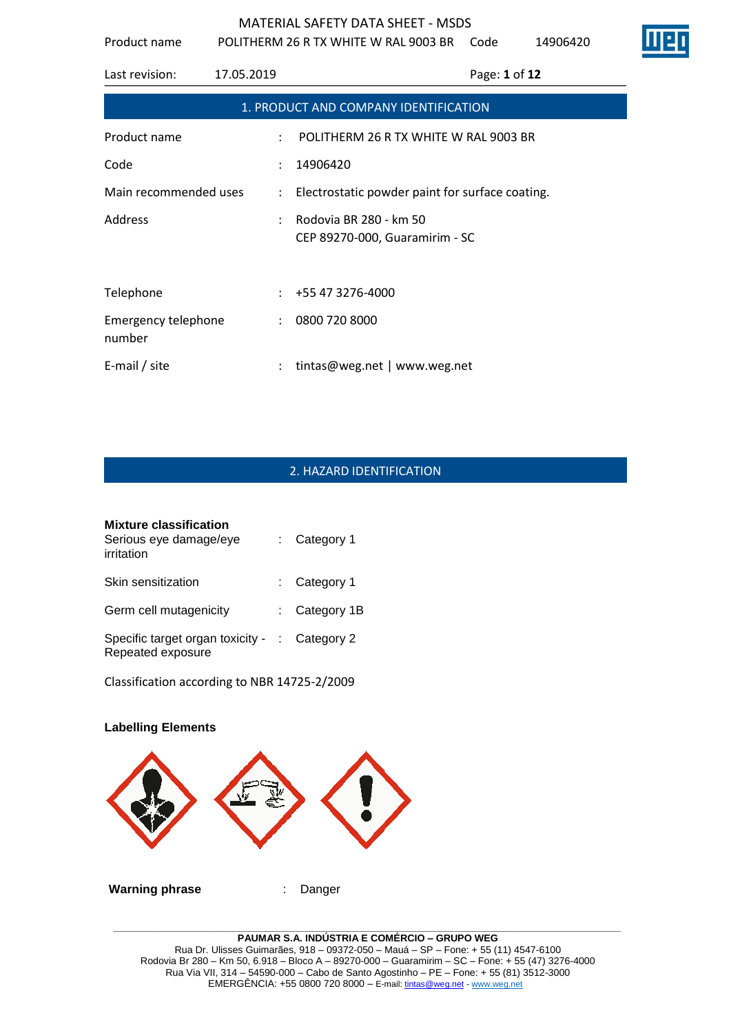## 1. PRODUCT AND COMPANY IDENTIFICATION

| | | |
|---|---|---|
| Product name | : | POLITHERM 26 R TX WHITE W RAL 9003 BR |
| Code | : | 14906420 |
| Main recommended uses | : | Electrostatic powder paint for surface coating. |
| Address | : | Rodovia BR 280 - km 50<br>CEP 89270-000, Guaramirim - SC |
| Telephone | : | +55 47 3276-4000 |
| Emergency telephone number | : | 0800 720 8000 |
| E-mail / site | : | tintas@weg.net \| www.weg.net |

## 2. HAZARD IDENTIFICATION

**Mixture classification**

| | | |
|---|---|---|
| Serious eye damage/eye irritation | : | Category 1 |
| Skin sensitization | : | Category 1 |
| Germ cell mutagenicity | : | Category 1B |
| Specific target organ toxicity - Repeated exposure | : | Category 2 |

Classification according to NBR 14725-2/2009

**Labelling Elements**

**Warning phrase** : Danger

**PAUMAR S.A. INDÚSTRIA E COMÉRCIO – GRUPO WEG**
Rua Dr. Ulisses Guimarães, 918 – 09372-050 – Mauá – SP – Fone: + 55 (11) 4547-6100
Rodovia Br 280 – Km 50, 6.918 – Bloco A – 89270-000 – Guaramirim – SC – Fone: + 55 (47) 3276-4000
Rua Via VII, 314 – 54590-000 – Cabo de Santo Agostinho – PE – Fone: + 55 (81) 3512-3000
EMERGÊNCIA: +55 0800 720 8000 – E-mail: tintas@weg.net - www.weg.net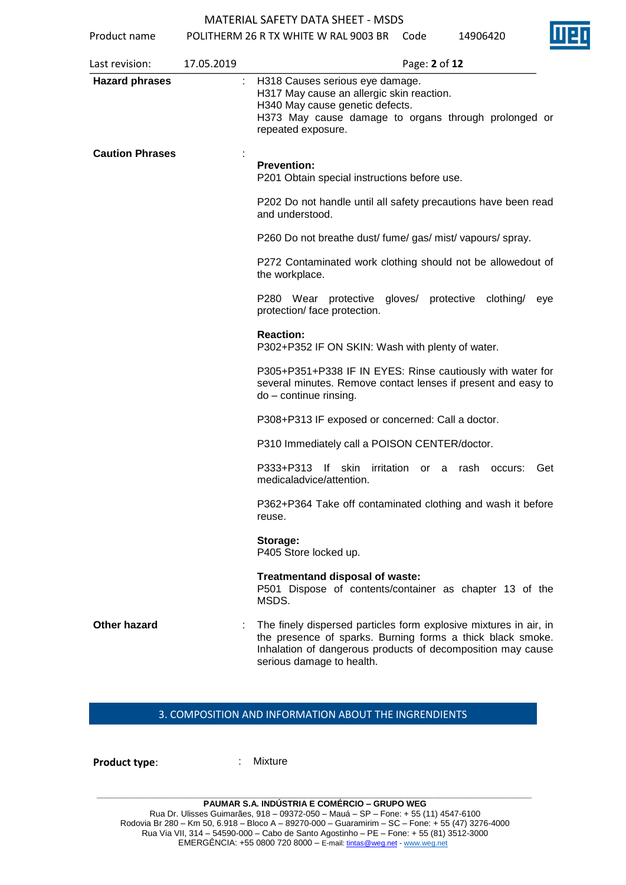**Hazard phrases** : H318 Causes serious eye damage.
H317 May cause an allergic skin reaction.
H340 May cause genetic defects.
H373 May cause damage to organs through prolonged or repeated exposure.

**Caution Phrases** :

**Prevention:**
P201 Obtain special instructions before use.

P202 Do not handle until all safety precautions have been read and understood.

P260 Do not breathe dust/ fume/ gas/ mist/ vapours/ spray.

P272 Contaminated work clothing should not be allowedout of the workplace.

P280 Wear protective gloves/ protective clothing/ eye protection/ face protection.

**Reaction:**
P302+P352 IF ON SKIN: Wash with plenty of water.

P305+P351+P338 IF IN EYES: Rinse cautiously with water for several minutes. Remove contact lenses if present and easy to do – continue rinsing.

P308+P313 IF exposed or concerned: Call a doctor.

P310 Immediately call a POISON CENTER/doctor.

P333+P313 If skin irritation or a rash occurs: Get medicaladvice/attention.

P362+P364 Take off contaminated clothing and wash it before reuse.

**Storage:**
P405 Store locked up.

**Treatmentand disposal of waste:**
P501 Dispose of contents/container as chapter 13 of the MSDS.

**Other hazard** : The finely dispersed particles form explosive mixtures in air, in the presence of sparks. Burning forms a thick black smoke. Inhalation of dangerous products of decomposition may cause serious damage to health.

## 3. COMPOSITION AND INFORMATION ABOUT THE INGRENDIENTS

**Product type**: : Mixture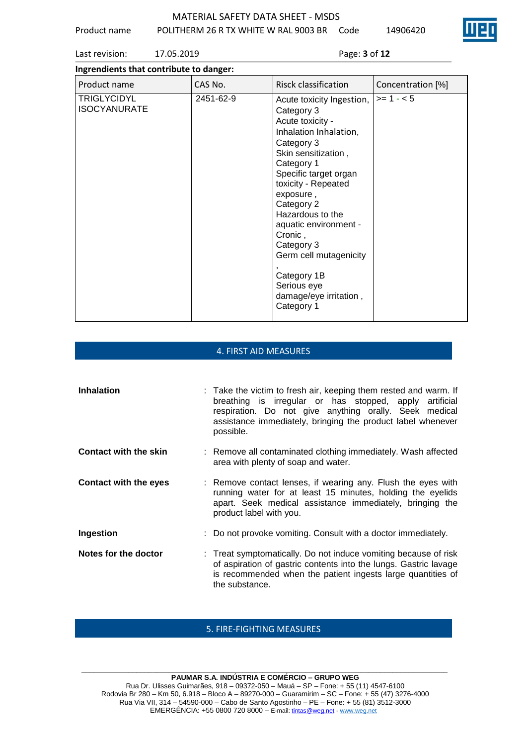**Ingrendients that contribute to danger:**

| Product name | CAS No. | Risck classification | Concentration [%] |
|---|---|---|---|
| TRIGLYCIDYL ISOCYANURATE | 2451-62-9 | Acute toxicity Ingestion, Category 3<br>Acute toxicity - Inhalation Inhalation, Category 3<br>Skin sensitization , Category 1<br>Specific target organ toxicity - Repeated exposure , Category 2<br>Hazardous to the aquatic environment - Cronic , Category 3<br>Germ cell mutagenicity , Category 1B<br>Serious eye damage/eye irritation , Category 1 | >= 1 - < 5 |

## 4. FIRST AID MEASURES

**Inhalation** : Take the victim to fresh air, keeping them rested and warm. If breathing is irregular or has stopped, apply artificial respiration. Do not give anything orally. Seek medical assistance immediately, bringing the product label whenever possible.

**Contact with the skin** : Remove all contaminated clothing immediately. Wash affected area with plenty of soap and water.

**Contact with the eyes** : Remove contact lenses, if wearing any. Flush the eyes with running water for at least 15 minutes, holding the eyelids apart. Seek medical assistance immediately, bringing the product label with you.

**Ingestion** : Do not provoke vomiting. Consult with a doctor immediately.

**Notes for the doctor** : Treat symptomatically. Do not induce vomiting because of risk of aspiration of gastric contents into the lungs. Gastric lavage is recommended when the patient ingests large quantities of the substance.

## 5. FIRE-FIGHTING MEASURES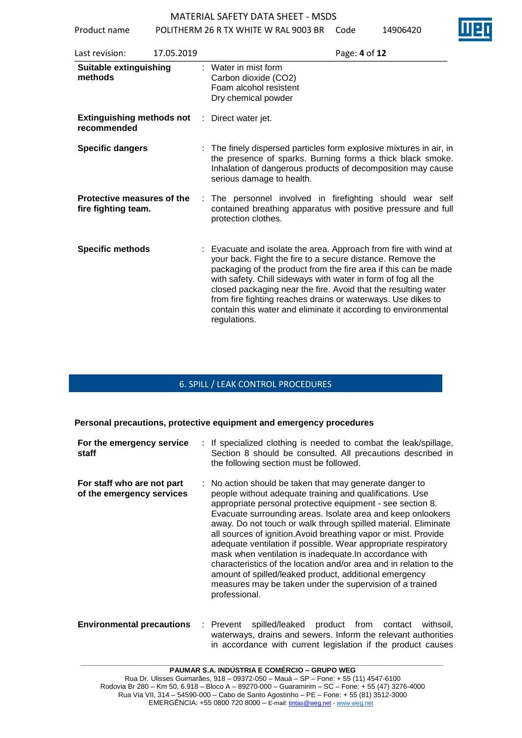| | | |
|---|---|---|
| **Suitable extinguishing methods** | : | Water in mist form<br>Carbon dioxide ($CO_2$)<br>Foam alcohol resistent<br>Dry chemical powder |
| **Extinguishing methods not recommended** | : | Direct water jet. |
| **Specific dangers** | : | The finely dispersed particles form explosive mixtures in air, in the presence of sparks. Burning forms a thick black smoke. Inhalation of dangerous products of decomposition may cause serious damage to health. |
| **Protective measures of the fire fighting team.** | : | The personnel involved in firefighting should wear self contained breathing apparatus with positive pressure and full protection clothes. |
| **Specific methods** | : | Evacuate and isolate the area. Approach from fire with wind at your back. Fight the fire to a secure distance. Remove the packaging of the product from the fire area if this can be made with safety. Chill sideways with water in form of fog all the closed packaging near the fire. Avoid that the resulting water from fire fighting reaches drains or waterways. Use dikes to contain this water and eliminate it according to environmental regulations. |

## 6. SPILL / LEAK CONTROL PROCEDURES

### Personal precautions, protective equipment and emergency procedures

| | | |
|---|---|---|
| **For the emergency service staff** | : | If specialized clothing is needed to combat the leak/spillage, Section 8 should be consulted. All precautions described in the following section must be followed. |
| **For staff who are not part of the emergency services** | : | No action should be taken that may generate danger to people without adequate training and qualifications. Use appropriate personal protective equipment - see section 8. Evacuate surrounding areas. Isolate area and keep onlookers away. Do not touch or walk through spilled material. Eliminate all sources of ignition.Avoid breathing vapor or mist. Provide adequate ventilation if possible. Wear appropriate respiratory mask when ventilation is inadequate.In accordance with characteristics of the location and/or area and in relation to the amount of spilled/leaked product, additional emergency measures may be taken under the supervision of a trained professional. |
| **Environmental precautions** | : | Prevent spilled/leaked product from contact withsoil, waterways, drains and sewers. Inform the relevant authorities in accordance with current legislation if the product causes |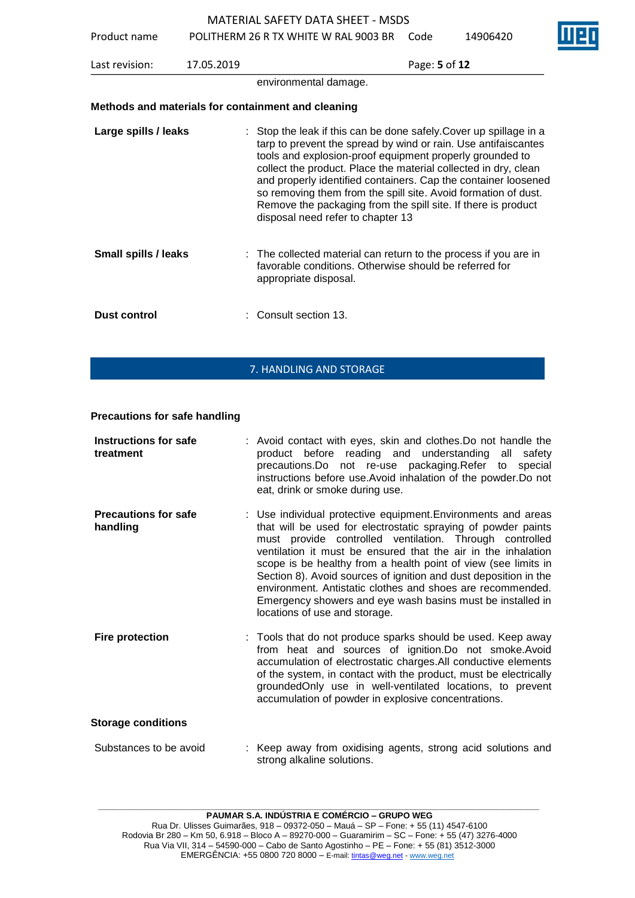environmental damage.

**Methods and materials for containment and cleaning**

**Large spills / leaks** : Stop the leak if this can be done safely.Cover up spillage in a tarp to prevent the spread by wind or rain. Use antifaiscantes tools and explosion-proof equipment properly grounded to collect the product. Place the material collected in dry, clean and properly identified containers. Cap the container loosened so removing them from the spill site. Avoid formation of dust. Remove the packaging from the spill site. If there is product disposal need refer to chapter 13

**Small spills / leaks** : The collected material can return to the process if you are in favorable conditions. Otherwise should be referred for appropriate disposal.

**Dust control** : Consult section 13.

## 7. HANDLING AND STORAGE

**Precautions for safe handling**

**Instructions for safe treatment** : Avoid contact with eyes, skin and clothes.Do not handle the product before reading and understanding all safety precautions.Do not re-use packaging.Refer to special instructions before use.Avoid inhalation of the powder.Do not eat, drink or smoke during use.

**Precautions for safe handling** : Use individual protective equipment.Environments and areas that will be used for electrostatic spraying of powder paints must provide controlled ventilation. Through controlled ventilation it must be ensured that the air in the inhalation scope is be healthy from a health point of view (see limits in Section 8). Avoid sources of ignition and dust deposition in the environment. Antistatic clothes and shoes are recommended. Emergency showers and eye wash basins must be installed in locations of use and storage.

**Fire protection** : Tools that do not produce sparks should be used. Keep away from heat and sources of ignition.Do not smoke.Avoid accumulation of electrostatic charges.All conductive elements of the system, in contact with the product, must be electrically groundedOnly use in well-ventilated locations, to prevent accumulation of powder in explosive concentrations.

**Storage conditions**

Substances to be avoid : Keep away from oxidising agents, strong acid solutions and strong alkaline solutions.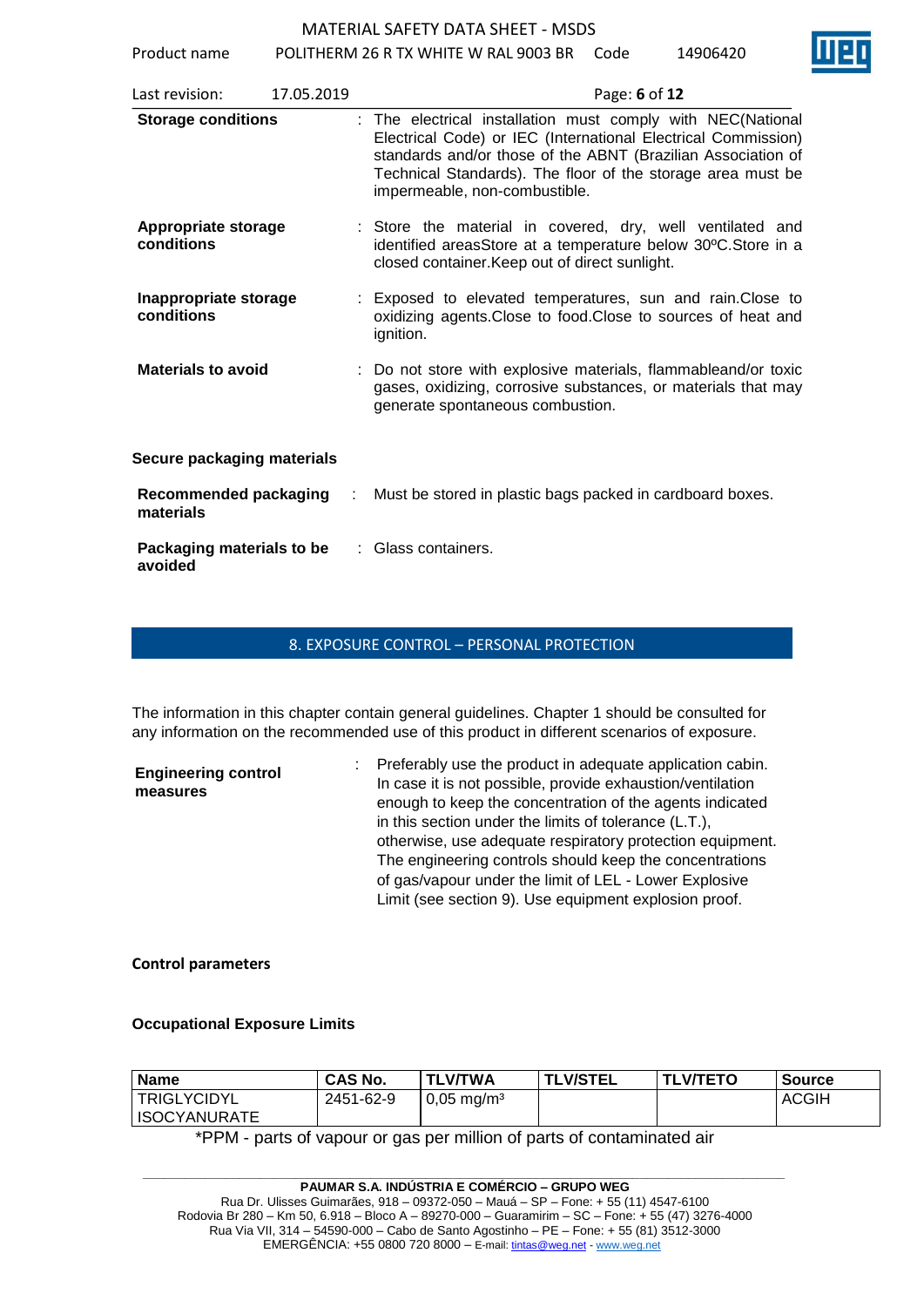**Storage conditions** : The electrical installation must comply with NEC(National Electrical Code) or IEC (International Electrical Commission) standards and/or those of the ABNT (Brazilian Association of Technical Standards). The floor of the storage area must be impermeable, non-combustible.

**Appropriate storage conditions** : Store the material in covered, dry, well ventilated and identified areasStore at a temperature below 30ºC.Store in a closed container.Keep out of direct sunlight.

**Inappropriate storage conditions** : Exposed to elevated temperatures, sun and rain.Close to oxidizing agents.Close to food.Close to sources of heat and ignition.

**Materials to avoid** : Do not store with explosive materials, flammableand/or toxic gases, oxidizing, corrosive substances, or materials that may generate spontaneous combustion.

**Secure packaging materials**

**Recommended packaging materials** : Must be stored in plastic bags packed in cardboard boxes.

**Packaging materials to be avoided** : Glass containers.

## 8. EXPOSURE CONTROL – PERSONAL PROTECTION

The information in this chapter contain general guidelines. Chapter 1 should be consulted for any information on the recommended use of this product in different scenarios of exposure.

**Engineering control measures** : Preferably use the product in adequate application cabin. In case it is not possible, provide exhaustion/ventilation enough to keep the concentration of the agents indicated in this section under the limits of tolerance (L.T.), otherwise, use adequate respiratory protection equipment. The engineering controls should keep the concentrations of gas/vapour under the limit of LEL - Lower Explosive Limit (see section 9). Use equipment explosion proof.

**Control parameters**

**Occupational Exposure Limits**

| Name | CAS No. | TLV/TWA | TLV/STEL | TLV/TETO | Source |
|---|---|---|---|---|---|
| TRIGLYCIDYL ISOCYANURATE | 2451-62-9 | 0,05 mg/m³ | | | ACGIH |

*PPM - parts of vapour or gas per million of parts of contaminated air

**PAUMAR S.A. INDÚSTRIA E COMÉRCIO – GRUPO WEG**
Rua Dr. Ulisses Guimarães, 918 – 09372-050 – Mauá – SP – Fone: + 55 (11) 4547-6100
Rodovia Br 280 – Km 50, 6.918 – Bloco A – 89270-000 – Guaramirim – SC – Fone: + 55 (47) 3276-4000
Rua Via VII, 314 – 54590-000 – Cabo de Santo Agostinho – PE – Fone: + 55 (81) 3512-3000
EMERGÊNCIA: +55 0800 720 8000 – E-mail: tintas@weg.net - www.weg.net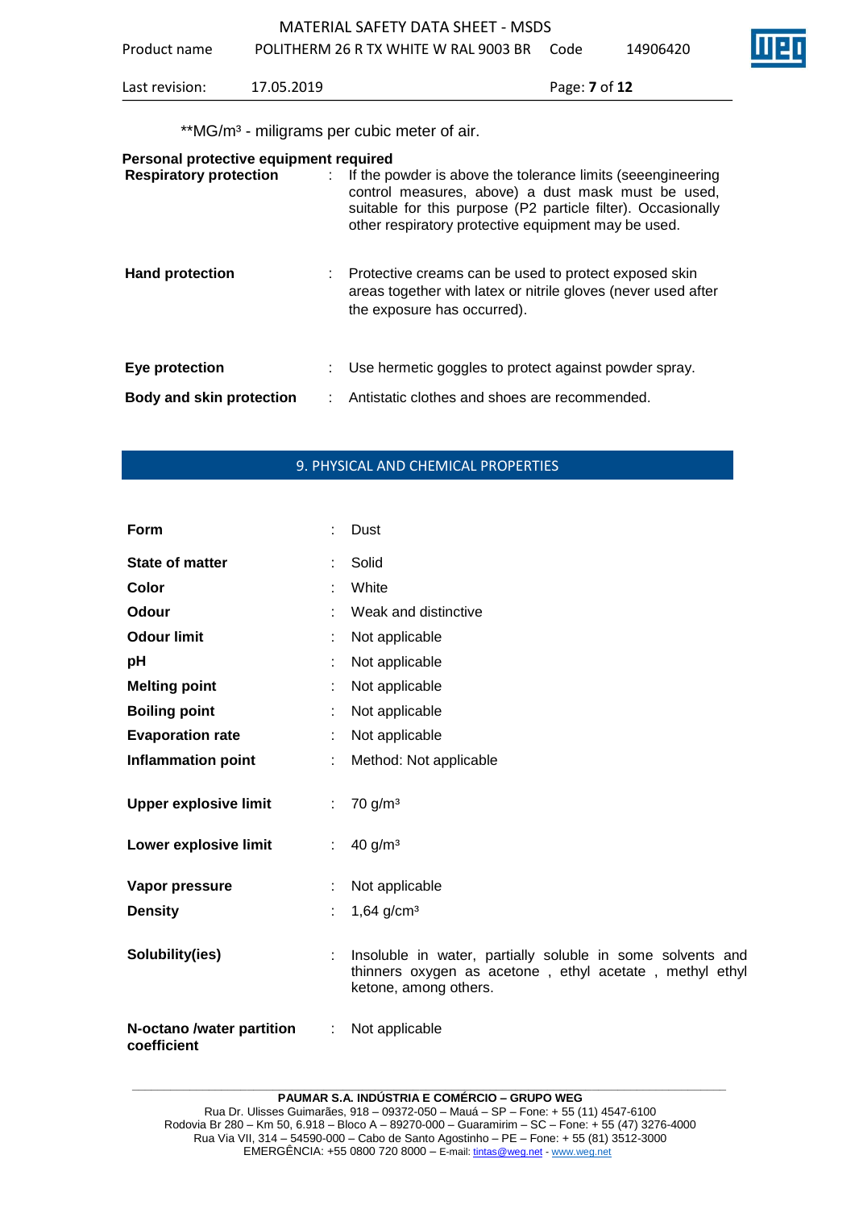**MG/m³ - miligrams per cubic meter of air.

**Personal protective equipment required**

| | | |
|---|---|---|
| **Respiratory protection** | : | If the powder is above the tolerance limits (seeengineering control measures, above) a dust mask must be used, suitable for this purpose (P2 particle filter). Occasionally other respiratory protective equipment may be used. |
| **Hand protection** | : | Protective creams can be used to protect exposed skin areas together with latex or nitrile gloves (never used after the exposure has occurred). |
| **Eye protection** | : | Use hermetic goggles to protect against powder spray. |
| **Body and skin protection** | : | Antistatic clothes and shoes are recommended. |

## 9. PHYSICAL AND CHEMICAL PROPERTIES

| | | |
|---|---|---|
| **Form** | : | Dust |
| **State of matter** | : | Solid |
| **Color** | : | White |
| **Odour** | : | Weak and distinctive |
| **Odour limit** | : | Not applicable |
| **pH** | : | Not applicable |
| **Melting point** | : | Not applicable |
| **Boiling point** | : | Not applicable |
| **Evaporation rate** | : | Not applicable |
| **Inflammation point** | : | Method: Not applicable |
| **Upper explosive limit** | : | 70 g/m³ |
| **Lower explosive limit** | : | 40 g/m³ |
| **Vapor pressure** | : | Not applicable |
| **Density** | : | 1,64 g/cm³ |
| **Solubility(ies)** | : | Insoluble in water, partially soluble in some solvents and thinners oxygen as acetone , ethyl acetate , methyl ethyl ketone, among others. |
| **N-octano /water partition coefficient** | : | Not applicable |

**PAUMAR S.A. INDÚSTRIA E COMÉRCIO – GRUPO WEG**
Rua Dr. Ulisses Guimarães, 918 – 09372-050 – Mauá – SP – Fone: + 55 (11) 4547-6100
Rodovia Br 280 – Km 50, 6.918 – Bloco A – 89270-000 – Guaramirim – SC – Fone: + 55 (47) 3276-4000
Rua Via VII, 314 – 54590-000 – Cabo de Santo Agostinho – PE – Fone: + 55 (81) 3512-3000
EMERGÊNCIA: +55 0800 720 8000 – E-mail: tintas@weg.net - www.weg.net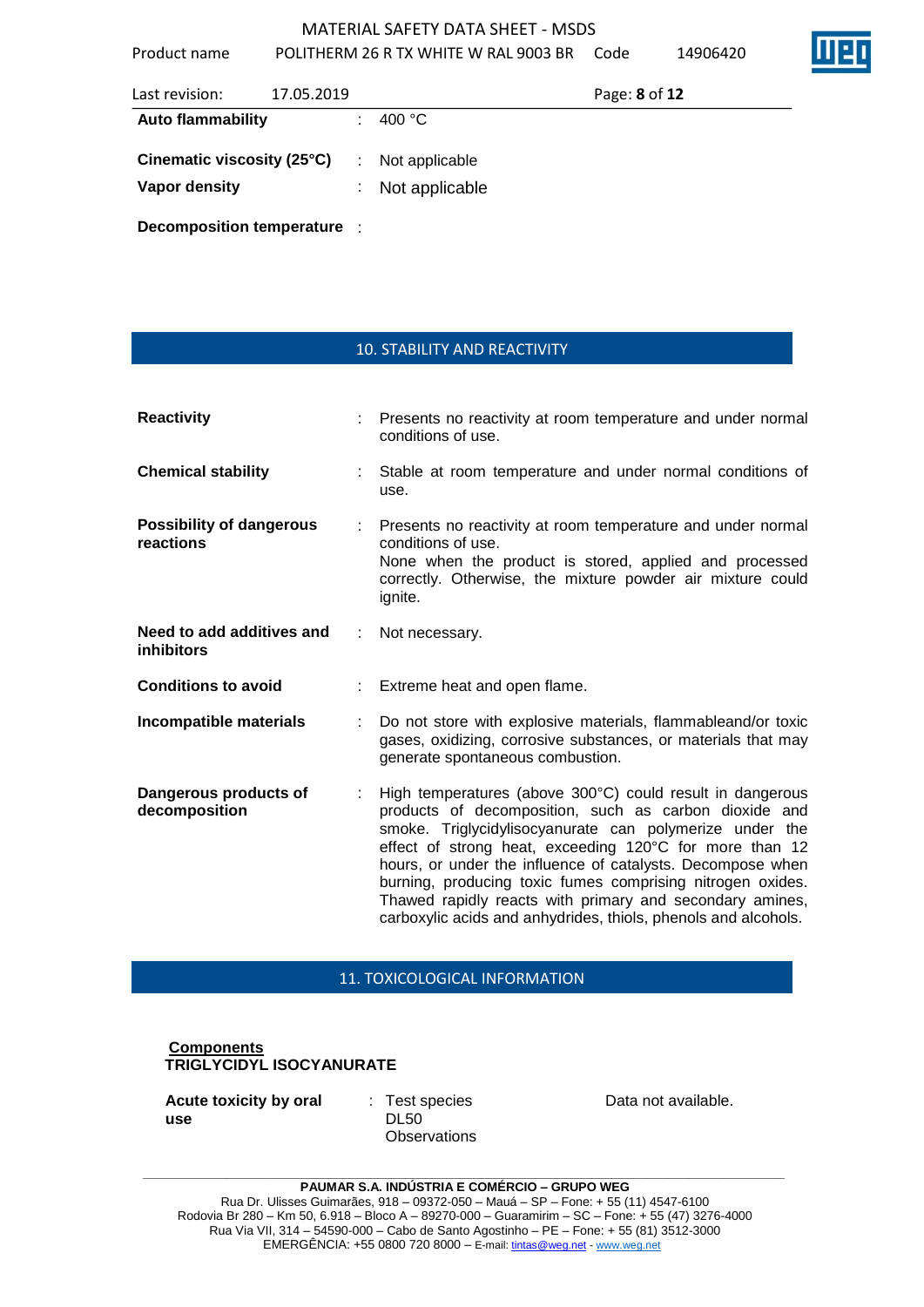| | | |
|---|---|---|
| **Auto flammability** | : | 400 °C |
| **Cinematic viscosity (25°C)** | : | Not applicable |
| **Vapor density** | : | Not applicable |
| **Decomposition temperature** | : | |

## 10. STABILITY AND REACTIVITY

| | | |
|---|---|---|
| **Reactivity** | : | Presents no reactivity at room temperature and under normal conditions of use. |
| **Chemical stability** | : | Stable at room temperature and under normal conditions of use. |
| **Possibility of dangerous reactions** | : | Presents no reactivity at room temperature and under normal conditions of use. None when the product is stored, applied and processed correctly. Otherwise, the mixture powder air mixture could ignite. |
| **Need to add additives and inhibitors** | : | Not necessary. |
| **Conditions to avoid** | : | Extreme heat and open flame. |
| **Incompatible materials** | : | Do not store with explosive materials, flammableand/or toxic gases, oxidizing, corrosive substances, or materials that may generate spontaneous combustion. |
| **Dangerous products of decomposition** | : | High temperatures (above 300°C) could result in dangerous products of decomposition, such as carbon dioxide and smoke. Triglycidylisocyanurate can polymerize under the effect of strong heat, exceeding 120°C for more than 12 hours, or under the influence of catalysts. Decompose when burning, producing toxic fumes comprising nitrogen oxides. Thawed rapidly reacts with primary and secondary amines, carboxylic acids and anhydrides, thiols, phenols and alcohols. |

## 11. TOXICOLOGICAL INFORMATION

**Components**
**TRIGLYCIDYL ISOCYANURATE**

| | | | |
|---|---|---|---|
| **Acute toxicity by oral use** | : | Test species<br>DL50<br>Observations | Data not available. |

**PAUMAR S.A. INDÚSTRIA E COMÉRCIO – GRUPO WEG**
Rua Dr. Ulisses Guimarães, 918 – 09372-050 – Mauá – SP – Fone: + 55 (11) 4547-6100
Rodovia Br 280 – Km 50, 6.918 – Bloco A – 89270-000 – Guaramirim – SC – Fone: + 55 (47) 3276-4000
Rua Via VII, 314 – 54590-000 – Cabo de Santo Agostinho – PE – Fone: + 55 (81) 3512-3000
EMERGÊNCIA: +55 0800 720 8000 – E-mail: tintas@weg.net - www.weg.net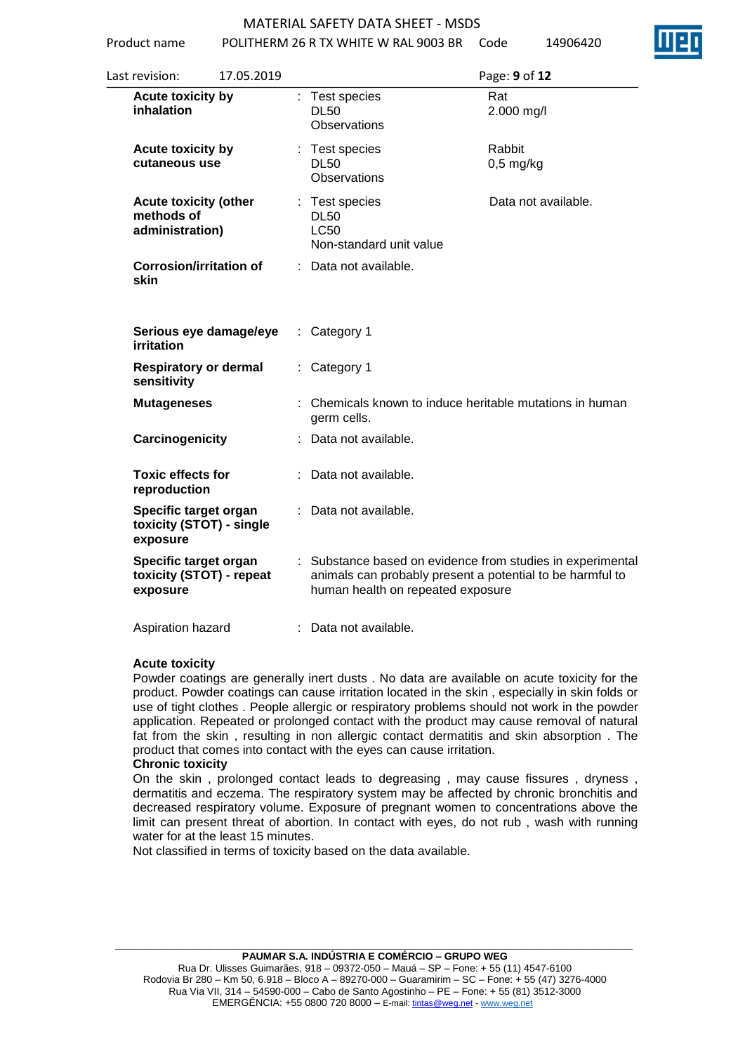| | | | |
|---|---|---|---|
| **Acute toxicity by inhalation** | : | Test species<br>DL50<br>Observations | Rat<br>2.000 mg/l |
| **Acute toxicity by cutaneous use** | : | Test species<br>DL50<br>Observations | Rabbit<br>0,5 mg/kg |
| **Acute toxicity (other methods of administration)** | : | Test species<br>DL50<br>LC50<br>Non-standard unit value | Data not available. |
| **Corrosion/irritation of skin** | : | Data not available. | |
| **Serious eye damage/eye irritation** | : | Category 1 | |
| **Respiratory or dermal sensitivity** | : | Category 1 | |
| **Mutageneses** | : | Chemicals known to induce heritable mutations in human germ cells. | |
| **Carcinogenicity** | : | Data not available. | |
| **Toxic effects for reproduction** | : | Data not available. | |
| **Specific target organ toxicity (STOT) - single exposure** | : | Data not available. | |
| **Specific target organ toxicity (STOT) - repeat exposure** | : | Substance based on evidence from studies in experimental animals can probably present a potential to be harmful to human health on repeated exposure | |
| Aspiration hazard | : | Data not available. | |

**Acute toxicity**

Powder coatings are generally inert dusts . No data are available on acute toxicity for the product. Powder coatings can cause irritation located in the skin , especially in skin folds or use of tight clothes . People allergic or respiratory problems should not work in the powder application. Repeated or prolonged contact with the product may cause removal of natural fat from the skin , resulting in non allergic contact dermatitis and skin absorption . The product that comes into contact with the eyes can cause irritation.

**Chronic toxicity**

On the skin , prolonged contact leads to degreasing , may cause fissures , dryness , dermatitis and eczema. The respiratory system may be affected by chronic bronchitis and decreased respiratory volume. Exposure of pregnant women to concentrations above the limit can present threat of abortion. In contact with eyes, do not rub , wash with running water for at the least 15 minutes.

Not classified in terms of toxicity based on the data available.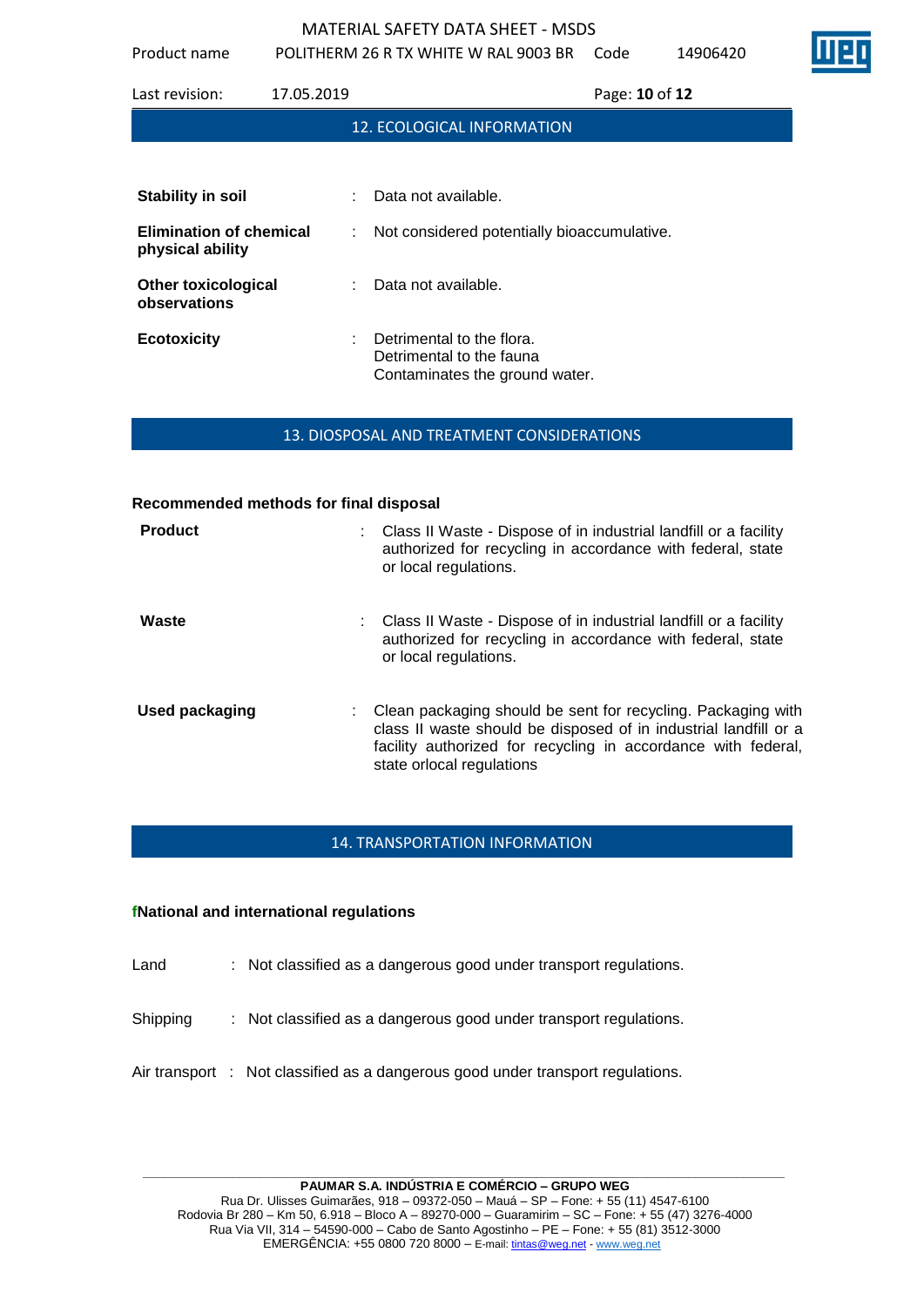## 12. ECOLOGICAL INFORMATION

**Stability in soil** : Data not available.

**Elimination of chemical physical ability** : Not considered potentially bioaccumulative.

**Other toxicological observations** : Data not available.

**Ecotoxicity** : Detrimental to the flora.
Detrimental to the fauna
Contaminates the ground water.

## 13. DIOSPOSAL AND TREATMENT CONSIDERATIONS

**Recommended methods for final disposal**

**Product** : Class II Waste - Dispose of in industrial landfill or a facility authorized for recycling in accordance with federal, state or local regulations.

**Waste** : Class II Waste - Dispose of in industrial landfill or a facility authorized for recycling in accordance with federal, state or local regulations.

**Used packaging** : Clean packaging should be sent for recycling. Packaging with class II waste should be disposed of in industrial landfill or a facility authorized for recycling in accordance with federal, state orlocal regulations

## 14. TRANSPORTATION INFORMATION

**fNational and international regulations**

Land : Not classified as a dangerous good under transport regulations.

Shipping : Not classified as a dangerous good under transport regulations.

Air transport : Not classified as a dangerous good under transport regulations.

**PAUMAR S.A. INDÚSTRIA E COMÉRCIO – GRUPO WEG**
Rua Dr. Ulisses Guimarães, 918 – 09372-050 – Mauá – SP – Fone: + 55 (11) 4547-6100
Rodovia Br 280 – Km 50, 6.918 – Bloco A – 89270-000 – Guaramirim – SC – Fone: + 55 (47) 3276-4000
Rua Via VII, 314 – 54590-000 – Cabo de Santo Agostinho – PE – Fone: + 55 (81) 3512-3000
EMERGÊNCIA: +55 0800 720 8000 – E-mail: tintas@weg.net - www.weg.net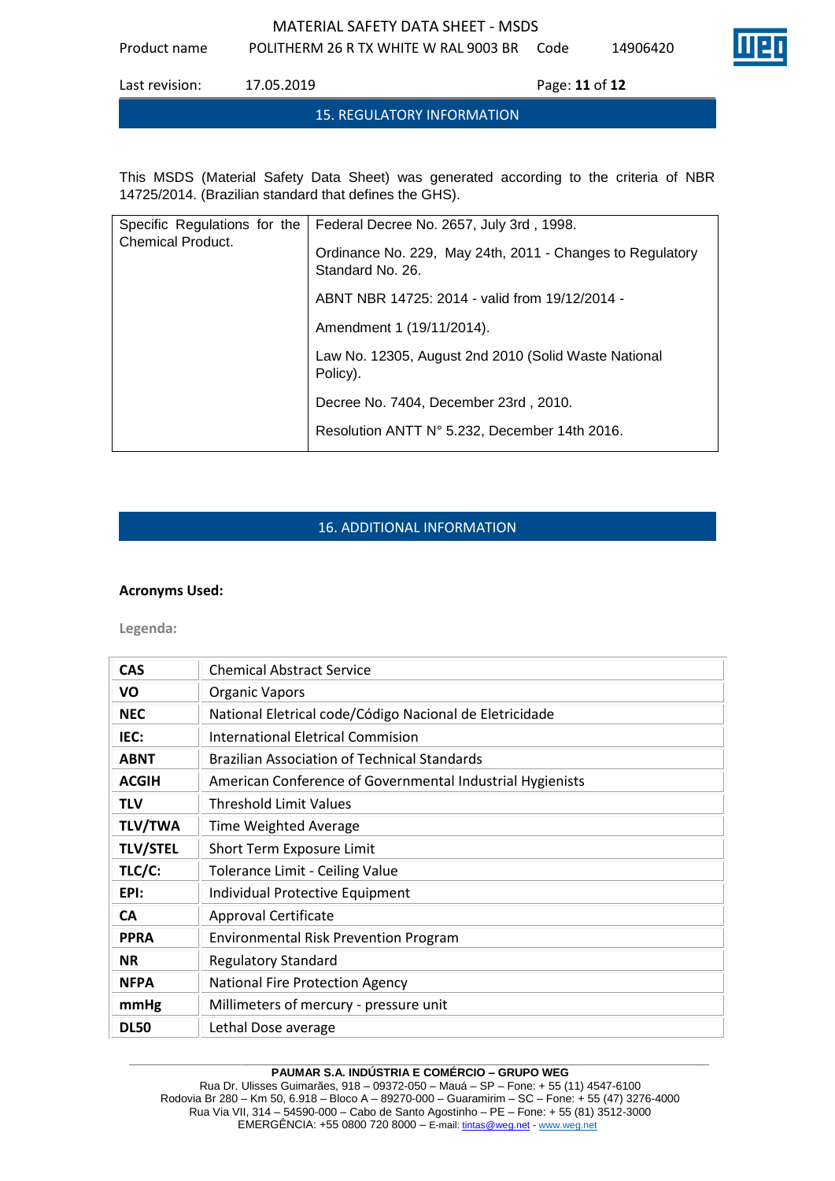## 15. REGULATORY INFORMATION

This MSDS (Material Safety Data Sheet) was generated according to the criteria of NBR 14725/2014. (Brazilian standard that defines the GHS).

| Specific Regulations for the Chemical Product. | Federal Decree No. 2657, July 3rd , 1998.<br><br>Ordinance No. 229, May 24th, 2011 - Changes to Regulatory Standard No. 26.<br><br>ABNT NBR 14725: 2014 - valid from 19/12/2014 -<br><br>Amendment 1 (19/11/2014).<br><br>Law No. 12305, August 2nd 2010 (Solid Waste National Policy).<br><br>Decree No. 7404, December 23rd , 2010.<br><br>Resolution ANTT N° 5.232, December 14th 2016. |
|---|---|

## 16. ADDITIONAL INFORMATION

**Acronyms Used:**

**Legenda:**

| | |
|---|---|
| **CAS** | Chemical Abstract Service |
| **VO** | Organic Vapors |
| **NEC** | National Eletrical code/Código Nacional de Eletricidade |
| **IEC:** | International Eletrical Commision |
| **ABNT** | Brazilian Association of Technical Standards |
| **ACGIH** | American Conference of Governmental Industrial Hygienists |
| **TLV** | Threshold Limit Values |
| **TLV/TWA** | Time Weighted Average |
| **TLV/STEL** | Short Term Exposure Limit |
| **TLC/C:** | Tolerance Limit - Ceiling Value |
| **EPI:** | Individual Protective Equipment |
| **CA** | Approval Certificate |
| **PPRA** | Environmental Risk Prevention Program |
| **NR** | Regulatory Standard |
| **NFPA** | National Fire Protection Agency |
| **mmHg** | Millimeters of mercury - pressure unit |
| **DL50** | Lethal Dose average |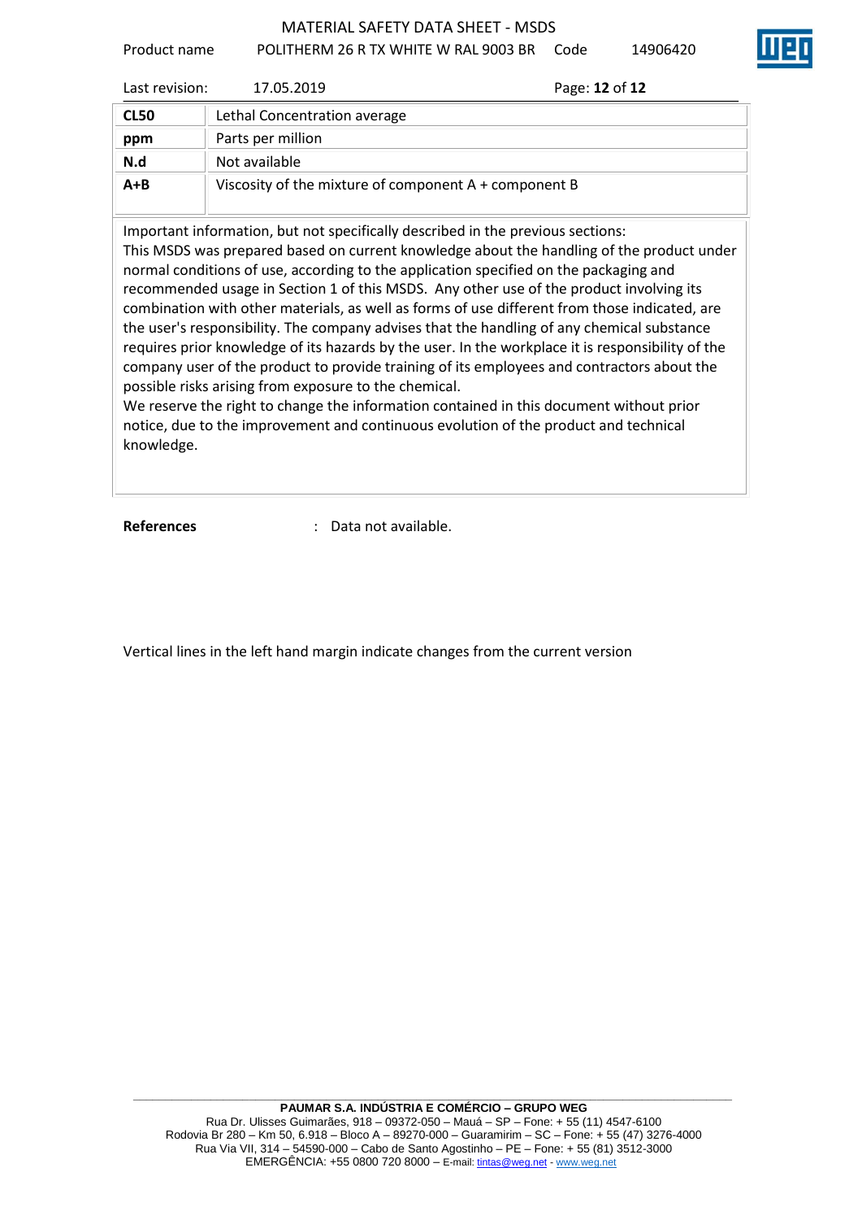| | |
|---|---|
| **CL50** | Lethal Concentration average |
| **ppm** | Parts per million |
| **N.d** | Not available |
| **A+B** | Viscosity of the mixture of component A + component B |

Important information, but not specifically described in the previous sections:
This MSDS was prepared based on current knowledge about the handling of the product under normal conditions of use, according to the application specified on the packaging and recommended usage in Section 1 of this MSDS. Any other use of the product involving its combination with other materials, as well as forms of use different from those indicated, are the user's responsibility. The company advises that the handling of any chemical substance requires prior knowledge of its hazards by the user. In the workplace it is responsibility of the company user of the product to provide training of its employees and contractors about the possible risks arising from exposure to the chemical.
We reserve the right to change the information contained in this document without prior notice, due to the improvement and continuous evolution of the product and technical knowledge.

**References** : Data not available.

Vertical lines in the left hand margin indicate changes from the current version